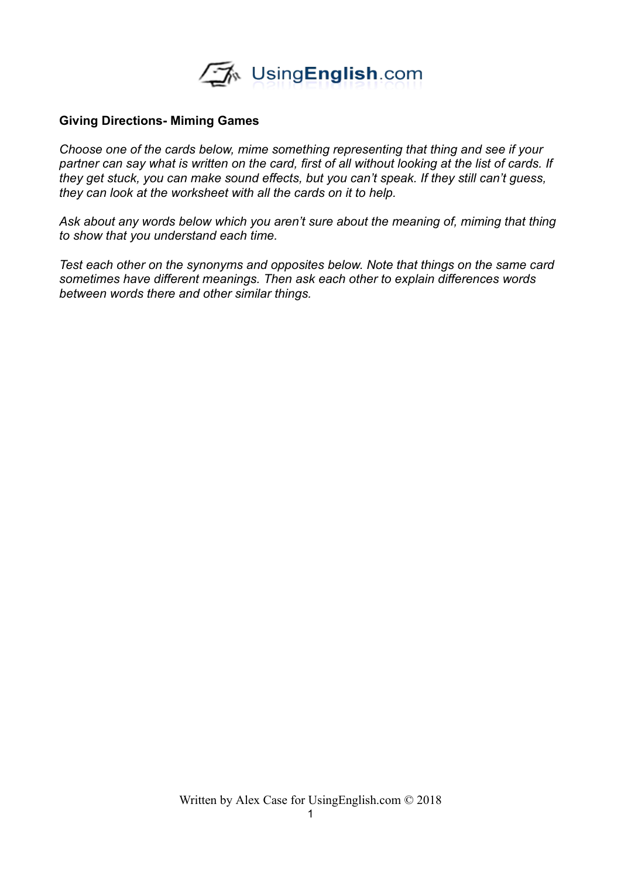**Giving Directions- Miming Games**

*Choose one of the cards below, mime something representing that thing and see if your partner can say what is written on the card, first of all without looking at the list of cards. If they get stuck, you can make sound effects, but you can't speak. If they still can't guess, they can look at the worksheet with all the cards on it to help.*

*Ask about any words below which you aren't sure about the meaning of, miming that thing to show that you understand each time.*

*Test each other on the synonyms and opposites below. Note that things on the same card sometimes have different meanings. Then ask each other to explain differences words between words there and other similar things.*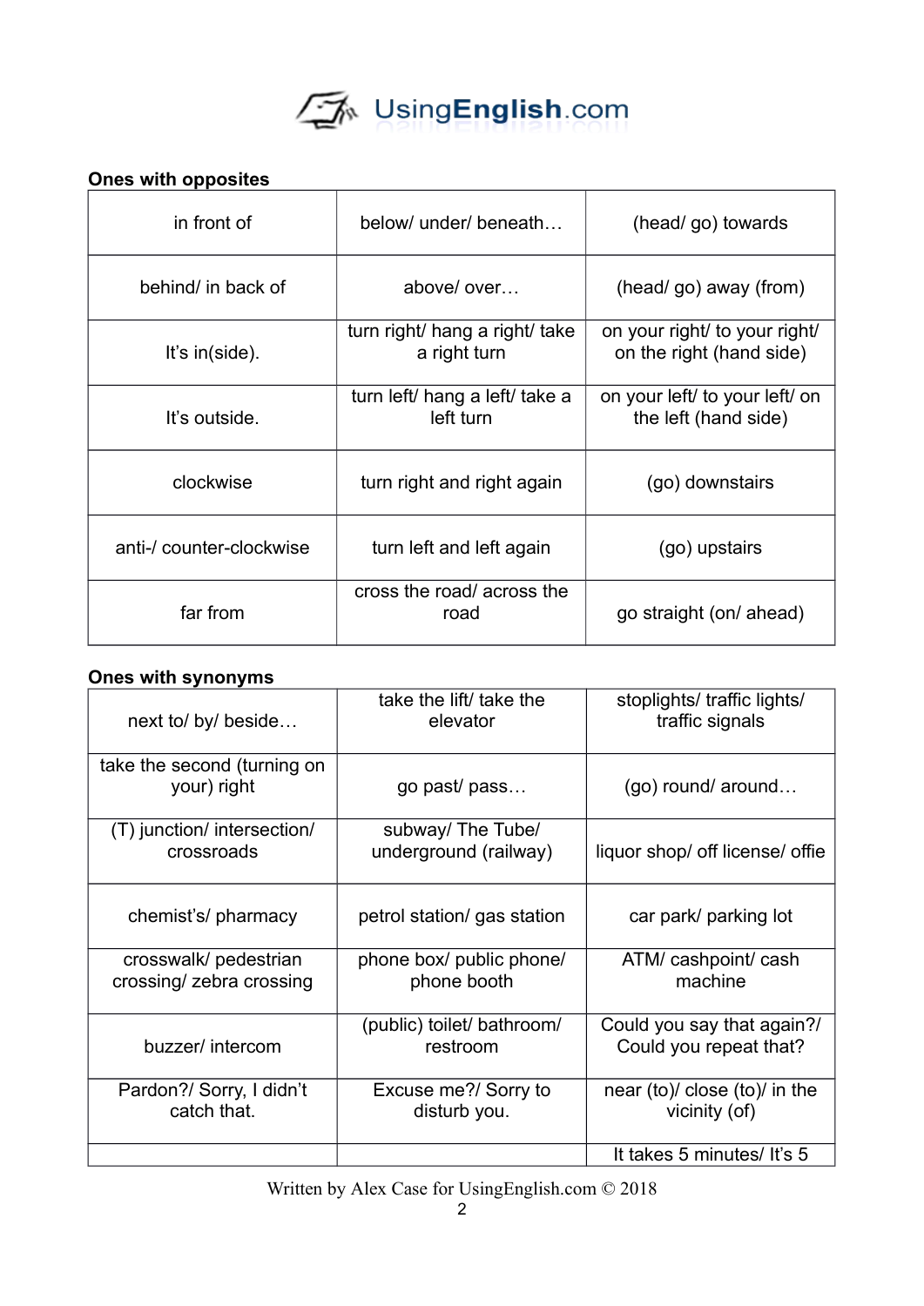**Ones with opposites**

| | | |
|---|---|---|
| in front of | below/ under/ beneath… | (head/ go) towards |
| behind/ in back of | above/ over… | (head/ go) away (from) |
| It's in(side). | turn right/ hang a right/ take a right turn | on your right/ to your right/ on the right (hand side) |
| It's outside. | turn left/ hang a left/ take a left turn | on your left/ to your left/ on the left (hand side) |
| clockwise | turn right and right again | (go) downstairs |
| anti-/ counter-clockwise | turn left and left again | (go) upstairs |
| far from | cross the road/ across the road | go straight (on/ ahead) |

**Ones with synonyms**

| | | |
|---|---|---|
| next to/ by/ beside… | take the lift/ take the elevator | stoplights/ traffic lights/ traffic signals |
| take the second (turning on your) right | go past/ pass… | (go) round/ around… |
| (T) junction/ intersection/ crossroads | subway/ The Tube/ underground (railway) | liquor shop/ off license/ offie |
| chemist's/ pharmacy | petrol station/ gas station | car park/ parking lot |
| crosswalk/ pedestrian crossing/ zebra crossing | phone box/ public phone/ phone booth | ATM/ cashpoint/ cash machine |
| buzzer/ intercom | (public) toilet/ bathroom/ restroom | Could you say that again?/ Could you repeat that? |
| Pardon?/ Sorry, I didn't catch that. | Excuse me?/ Sorry to disturb you. | near (to)/ close (to)/ in the vicinity (of) |
| | | It takes 5 minutes/ It's 5 |

Written by Alex Case for UsingEnglish.com © 2018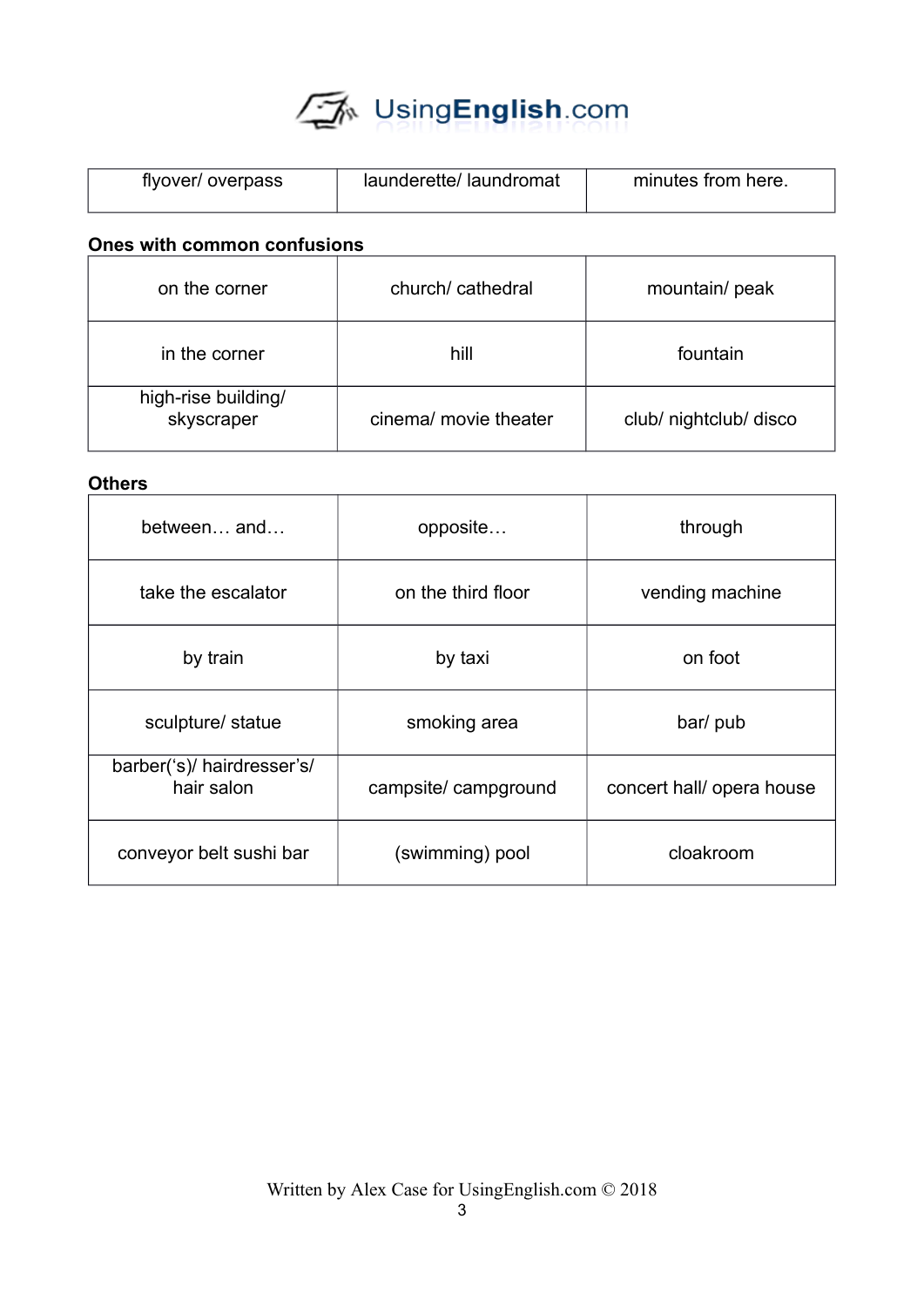| | | |
|---|---|---|
| flyover/ overpass | launderette/ laundromat | minutes from here. |

**Ones with common confusions**

| | | |
|---|---|---|
| on the corner | church/ cathedral | mountain/ peak |
| in the corner | hill | fountain |
| high-rise building/ skyscraper | cinema/ movie theater | club/ nightclub/ disco |

**Others**

| | | |
|---|---|---|
| between… and… | opposite… | through |
| take the escalator | on the third floor | vending machine |
| by train | by taxi | on foot |
| sculpture/ statue | smoking area | bar/ pub |
| barber('s)/ hairdresser's/ hair salon | campsite/ campground | concert hall/ opera house |
| conveyor belt sushi bar | (swimming) pool | cloakroom |

Written by Alex Case for UsingEnglish.com © 2018